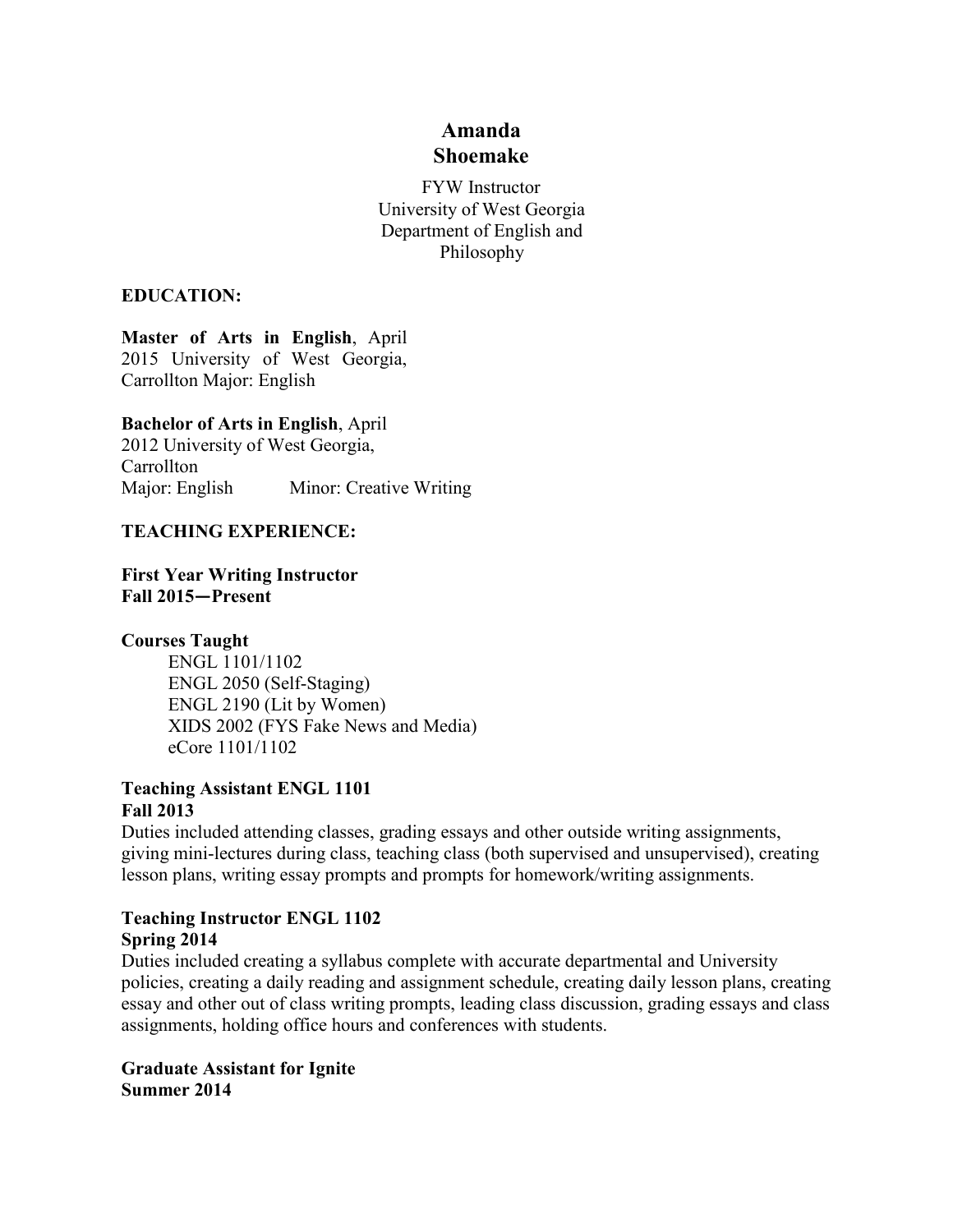# Amanda Shoemake

FYW Instructor
University of West Georgia
Department of English and Philosophy

## EDUCATION:

**Master of Arts in English**, April 2015 University of West Georgia, Carrollton Major: English

**Bachelor of Arts in English**, April 2012 University of West Georgia, Carrollton
Major: English Minor: Creative Writing

## TEACHING EXPERIENCE:

**First Year Writing Instructor**
**Fall 2015—Present**

**Courses Taught**

- ENGL 1101/1102
- ENGL 2050 (Self-Staging)
- ENGL 2190 (Lit by Women)
- XIDS 2002 (FYS Fake News and Media)
- eCore 1101/1102

**Teaching Assistant ENGL 1101**
**Fall 2013**

Duties included attending classes, grading essays and other outside writing assignments, giving mini-lectures during class, teaching class (both supervised and unsupervised), creating lesson plans, writing essay prompts and prompts for homework/writing assignments.

**Teaching Instructor ENGL 1102**
**Spring 2014**

Duties included creating a syllabus complete with accurate departmental and University policies, creating a daily reading and assignment schedule, creating daily lesson plans, creating essay and other out of class writing prompts, leading class discussion, grading essays and class assignments, holding office hours and conferences with students.

**Graduate Assistant for Ignite**
**Summer 2014**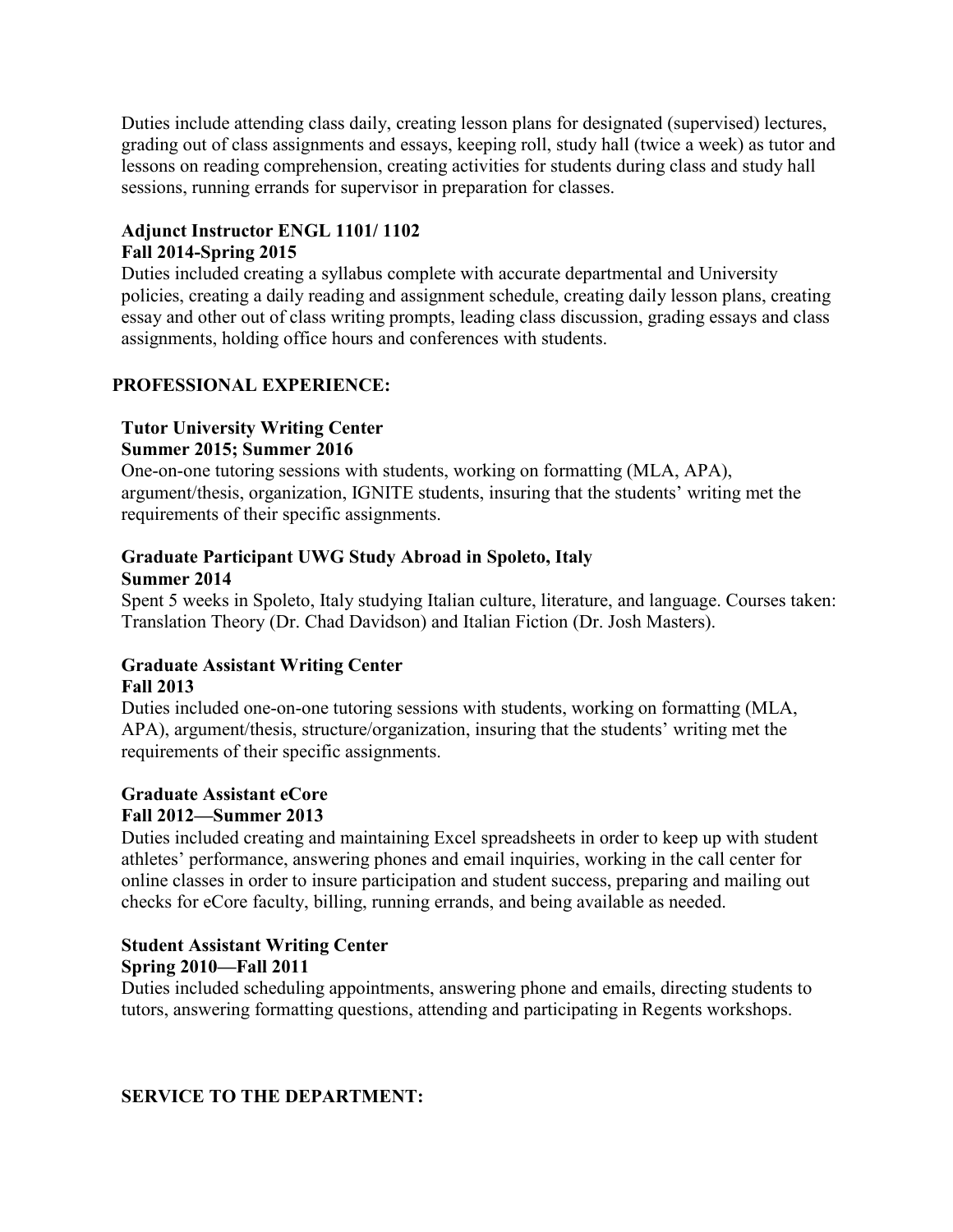Duties include attending class daily, creating lesson plans for designated (supervised) lectures, grading out of class assignments and essays, keeping roll, study hall (twice a week) as tutor and lessons on reading comprehension, creating activities for students during class and study hall sessions, running errands for supervisor in preparation for classes.

**Adjunct Instructor ENGL 1101/ 1102**
**Fall 2014-Spring 2015**
Duties included creating a syllabus complete with accurate departmental and University policies, creating a daily reading and assignment schedule, creating daily lesson plans, creating essay and other out of class writing prompts, leading class discussion, grading essays and class assignments, holding office hours and conferences with students.

## PROFESSIONAL EXPERIENCE:

**Tutor University Writing Center**
**Summer 2015; Summer 2016**
One-on-one tutoring sessions with students, working on formatting (MLA, APA), argument/thesis, organization, IGNITE students, insuring that the students' writing met the requirements of their specific assignments.

**Graduate Participant UWG Study Abroad in Spoleto, Italy**
**Summer 2014**
Spent 5 weeks in Spoleto, Italy studying Italian culture, literature, and language. Courses taken: Translation Theory (Dr. Chad Davidson) and Italian Fiction (Dr. Josh Masters).

**Graduate Assistant Writing Center**
**Fall 2013**
Duties included one-on-one tutoring sessions with students, working on formatting (MLA, APA), argument/thesis, structure/organization, insuring that the students' writing met the requirements of their specific assignments.

**Graduate Assistant eCore**
**Fall 2012—Summer 2013**
Duties included creating and maintaining Excel spreadsheets in order to keep up with student athletes' performance, answering phones and email inquiries, working in the call center for online classes in order to insure participation and student success, preparing and mailing out checks for eCore faculty, billing, running errands, and being available as needed.

**Student Assistant Writing Center**
**Spring 2010—Fall 2011**
Duties included scheduling appointments, answering phone and emails, directing students to tutors, answering formatting questions, attending and participating in Regents workshops.

## SERVICE TO THE DEPARTMENT: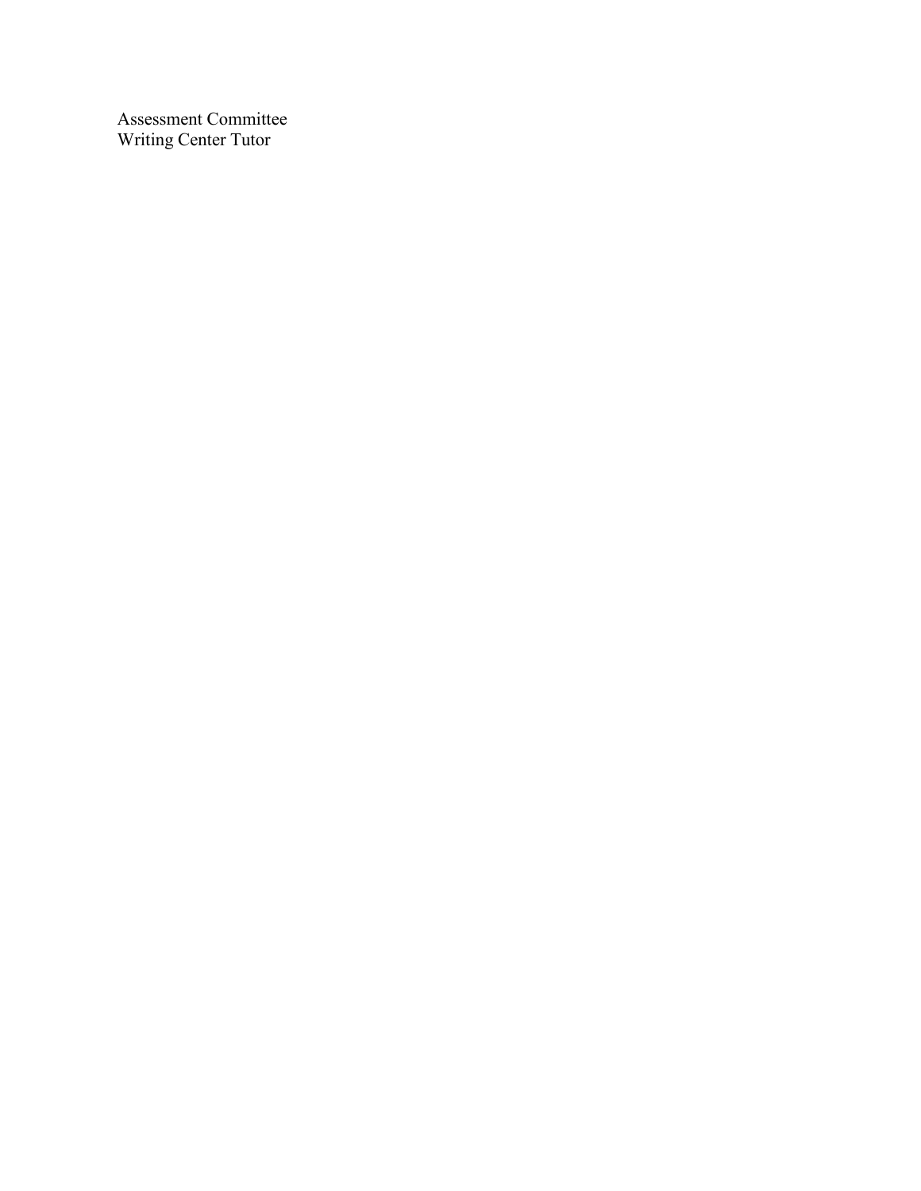Assessment Committee
Writing Center Tutor